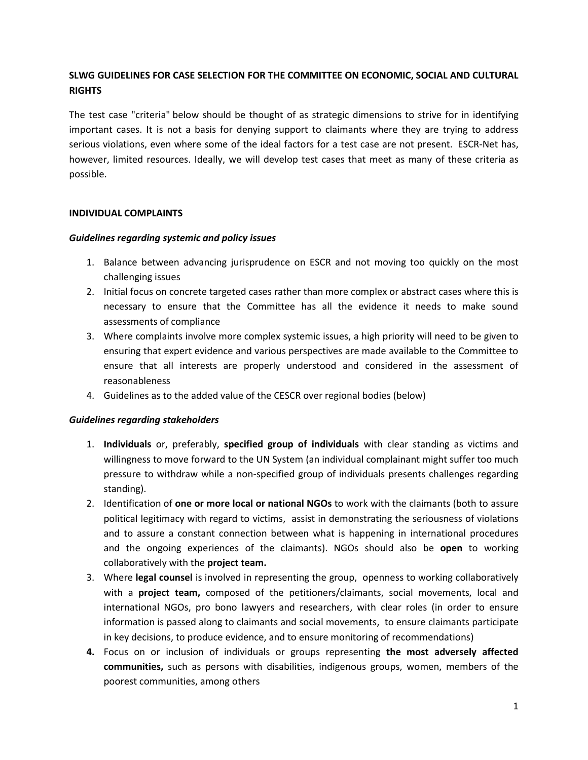## SLWG GUIDELINES FOR CASE SELECTION FOR THE COMMITTEE ON ECONOMIC, SOCIAL AND CULTURAL RIGHTS

The test case "criteria" below should be thought of as strategic dimensions to strive for in identifying important cases. It is not a basis for denying support to claimants where they are trying to address serious violations, even where some of the ideal factors for a test case are not present. ESCR-Net has, however, limited resources. Ideally, we will develop test cases that meet as many of these criteria as possible.

### INDIVIDUAL COMPLAINTS

#### *Guidelines regarding systemic and policy issues*

1. Balance between advancing jurisprudence on ESCR and not moving too quickly on the most challenging issues
2. Initial focus on concrete targeted cases rather than more complex or abstract cases where this is necessary to ensure that the Committee has all the evidence it needs to make sound assessments of compliance
3. Where complaints involve more complex systemic issues, a high priority will need to be given to ensuring that expert evidence and various perspectives are made available to the Committee to ensure that all interests are properly understood and considered in the assessment of reasonableness
4. Guidelines as to the added value of the CESCR over regional bodies (below)

#### *Guidelines regarding stakeholders*

1. **Individuals** or, preferably, **specified group of individuals** with clear standing as victims and willingness to move forward to the UN System (an individual complainant might suffer too much pressure to withdraw while a non-specified group of individuals presents challenges regarding standing).
2. Identification of **one or more local or national NGOs** to work with the claimants (both to assure political legitimacy with regard to victims, assist in demonstrating the seriousness of violations and to assure a constant connection between what is happening in international procedures and the ongoing experiences of the claimants). NGOs should also be **open** to working collaboratively with the **project team.**
3. Where **legal counsel** is involved in representing the group, openness to working collaboratively with a **project team,** composed of the petitioners/claimants, social movements, local and international NGOs, pro bono lawyers and researchers, with clear roles (in order to ensure information is passed along to claimants and social movements, to ensure claimants participate in key decisions, to produce evidence, and to ensure monitoring of recommendations)
4. Focus on or inclusion of individuals or groups representing **the most adversely affected communities,** such as persons with disabilities, indigenous groups, women, members of the poorest communities, among others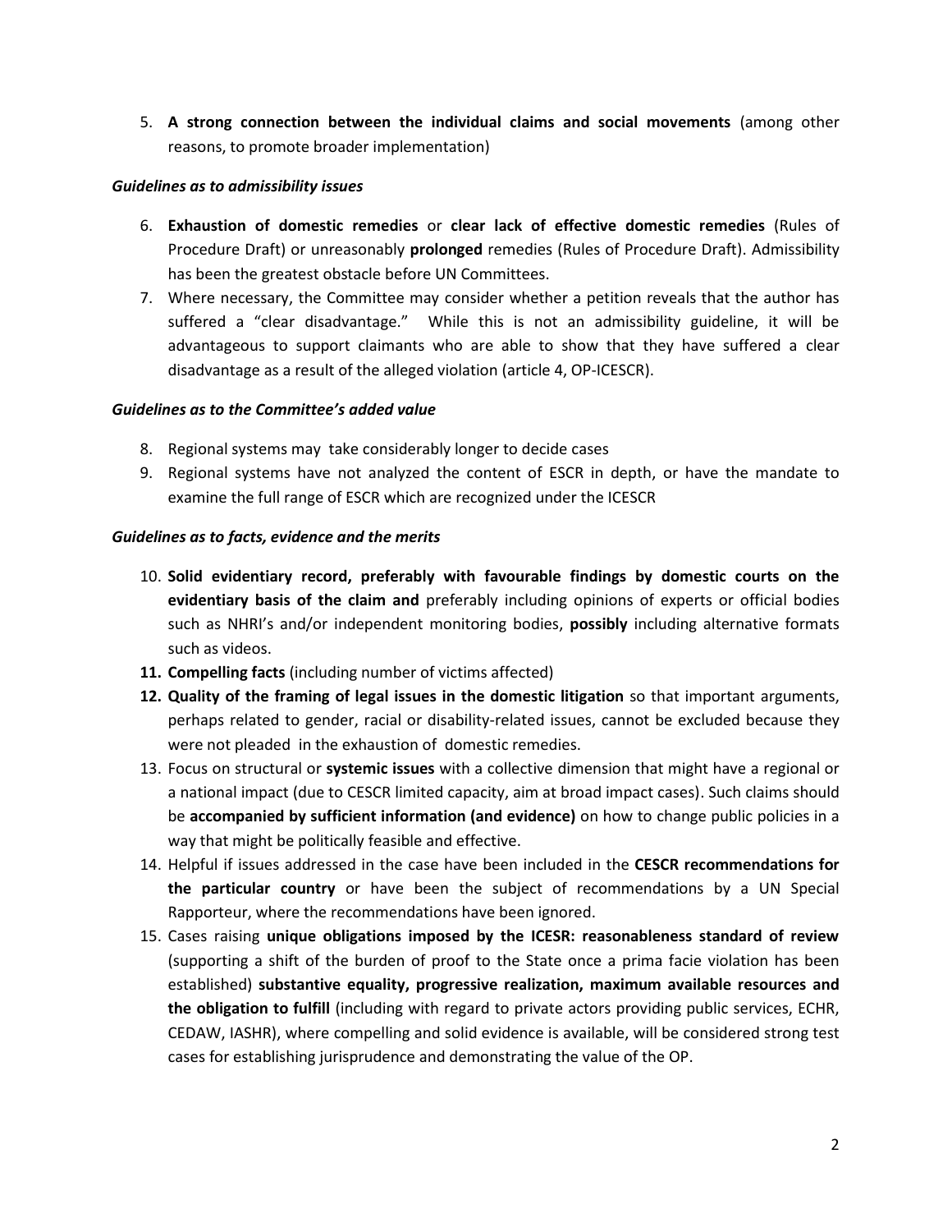5. **A strong connection between the individual claims and social movements** (among other reasons, to promote broader implementation)

***Guidelines as to admissibility issues***

6. **Exhaustion of domestic remedies** or **clear lack of effective domestic remedies** (Rules of Procedure Draft) or unreasonably **prolonged** remedies (Rules of Procedure Draft). Admissibility has been the greatest obstacle before UN Committees.
7. Where necessary, the Committee may consider whether a petition reveals that the author has suffered a "clear disadvantage." While this is not an admissibility guideline, it will be advantageous to support claimants who are able to show that they have suffered a clear disadvantage as a result of the alleged violation (article 4, OP-ICESCR).

***Guidelines as to the Committee's added value***

8. Regional systems may take considerably longer to decide cases
9. Regional systems have not analyzed the content of ESCR in depth, or have the mandate to examine the full range of ESCR which are recognized under the ICESCR

***Guidelines as to facts, evidence and the merits***

10. **Solid evidentiary record, preferably with favourable findings by domestic courts on the evidentiary basis of the claim and** preferably including opinions of experts or official bodies such as NHRI's and/or independent monitoring bodies, **possibly** including alternative formats such as videos.
11. **Compelling facts** (including number of victims affected)
12. **Quality of the framing of legal issues in the domestic litigation** so that important arguments, perhaps related to gender, racial or disability-related issues, cannot be excluded because they were not pleaded in the exhaustion of domestic remedies.
13. Focus on structural or **systemic issues** with a collective dimension that might have a regional or a national impact (due to CESCR limited capacity, aim at broad impact cases). Such claims should be **accompanied by sufficient information (and evidence)** on how to change public policies in a way that might be politically feasible and effective.
14. Helpful if issues addressed in the case have been included in the **CESCR recommendations for the particular country** or have been the subject of recommendations by a UN Special Rapporteur, where the recommendations have been ignored.
15. Cases raising **unique obligations imposed by the ICESR: reasonableness standard of review** (supporting a shift of the burden of proof to the State once a prima facie violation has been established) **substantive equality, progressive realization, maximum available resources and the obligation to fulfill** (including with regard to private actors providing public services, ECHR, CEDAW, IASHR), where compelling and solid evidence is available, will be considered strong test cases for establishing jurisprudence and demonstrating the value of the OP.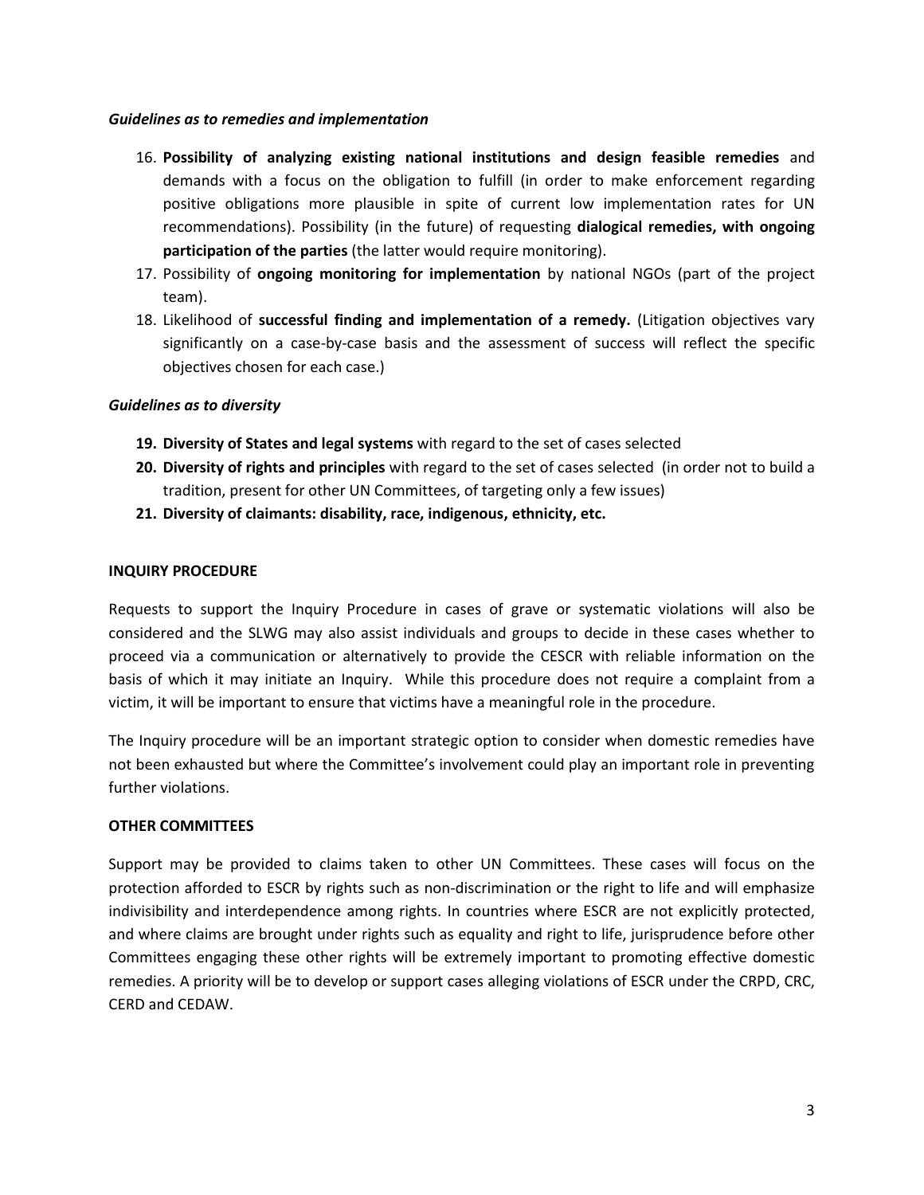*Guidelines as to remedies and implementation*

16. **Possibility of analyzing existing national institutions and design feasible remedies** and demands with a focus on the obligation to fulfill (in order to make enforcement regarding positive obligations more plausible in spite of current low implementation rates for UN recommendations). Possibility (in the future) of requesting **dialogical remedies, with ongoing participation of the parties** (the latter would require monitoring).
17. Possibility of **ongoing monitoring for implementation** by national NGOs (part of the project team).
18. Likelihood of **successful finding and implementation of a remedy.** (Litigation objectives vary significantly on a case-by-case basis and the assessment of success will reflect the specific objectives chosen for each case.)

*Guidelines as to diversity*

19. **Diversity of States and legal systems** with regard to the set of cases selected
20. **Diversity of rights and principles** with regard to the set of cases selected (in order not to build a tradition, present for other UN Committees, of targeting only a few issues)
21. **Diversity of claimants: disability, race, indigenous, ethnicity, etc.**

**INQUIRY PROCEDURE**

Requests to support the Inquiry Procedure in cases of grave or systematic violations will also be considered and the SLWG may also assist individuals and groups to decide in these cases whether to proceed via a communication or alternatively to provide the CESCR with reliable information on the basis of which it may initiate an Inquiry. While this procedure does not require a complaint from a victim, it will be important to ensure that victims have a meaningful role in the procedure.

The Inquiry procedure will be an important strategic option to consider when domestic remedies have not been exhausted but where the Committee's involvement could play an important role in preventing further violations.

**OTHER COMMITTEES**

Support may be provided to claims taken to other UN Committees. These cases will focus on the protection afforded to ESCR by rights such as non-discrimination or the right to life and will emphasize indivisibility and interdependence among rights. In countries where ESCR are not explicitly protected, and where claims are brought under rights such as equality and right to life, jurisprudence before other Committees engaging these other rights will be extremely important to promoting effective domestic remedies. A priority will be to develop or support cases alleging violations of ESCR under the CRPD, CRC, CERD and CEDAW.